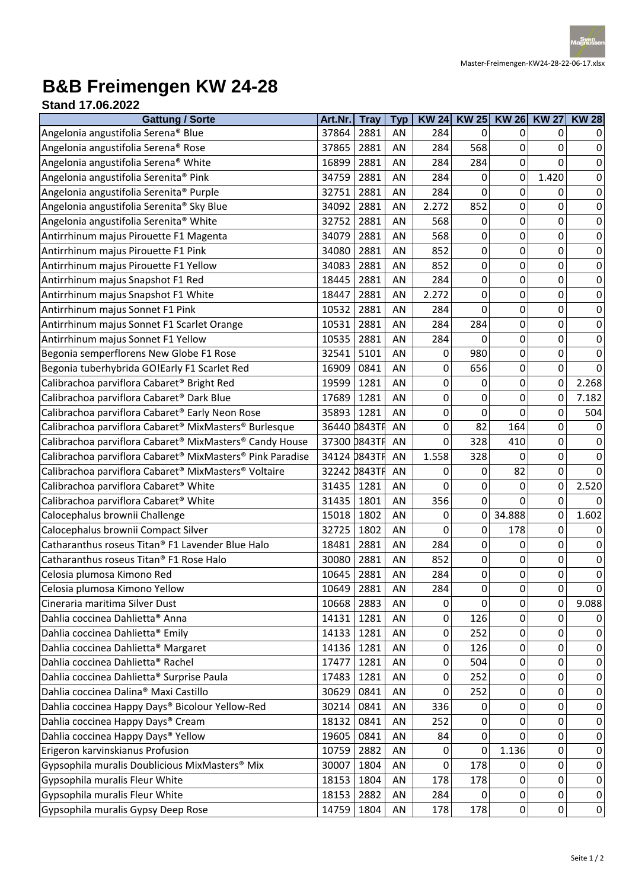Master-Freimengen-KW24-28-22-06-17.xlsx

# B&B Freimengen KW 24-28

## Stand 17.06.2022

| Gattung / Sorte | Art.Nr. | Tray | Typ | KW 24 | KW 25 | KW 26 | KW 27 | KW 28 |
|---|---|---|---|---|---|---|---|---|
| Angelonia angustifolia Serena® Blue | 37864 | 2881 | AN | 284 | 0 | 0 | 0 | 0 |
| Angelonia angustifolia Serena® Rose | 37865 | 2881 | AN | 284 | 568 | 0 | 0 | 0 |
| Angelonia angustifolia Serena® White | 16899 | 2881 | AN | 284 | 284 | 0 | 0 | 0 |
| Angelonia angustifolia Serenita® Pink | 34759 | 2881 | AN | 284 | 0 | 0 | 1.420 | 0 |
| Angelonia angustifolia Serenita® Purple | 32751 | 2881 | AN | 284 | 0 | 0 | 0 | 0 |
| Angelonia angustifolia Serenita® Sky Blue | 34092 | 2881 | AN | 2.272 | 852 | 0 | 0 | 0 |
| Angelonia angustifolia Serenita® White | 32752 | 2881 | AN | 568 | 0 | 0 | 0 | 0 |
| Antirrhinum majus Pirouette F1 Magenta | 34079 | 2881 | AN | 568 | 0 | 0 | 0 | 0 |
| Antirrhinum majus Pirouette F1 Pink | 34080 | 2881 | AN | 852 | 0 | 0 | 0 | 0 |
| Antirrhinum majus Pirouette F1 Yellow | 34083 | 2881 | AN | 852 | 0 | 0 | 0 | 0 |
| Antirrhinum majus Snapshot F1 Red | 18445 | 2881 | AN | 284 | 0 | 0 | 0 | 0 |
| Antirrhinum majus Snapshot F1 White | 18447 | 2881 | AN | 2.272 | 0 | 0 | 0 | 0 |
| Antirrhinum majus Sonnet F1 Pink | 10532 | 2881 | AN | 284 | 0 | 0 | 0 | 0 |
| Antirrhinum majus Sonnet F1 Scarlet Orange | 10531 | 2881 | AN | 284 | 284 | 0 | 0 | 0 |
| Antirrhinum majus Sonnet F1 Yellow | 10535 | 2881 | AN | 284 | 0 | 0 | 0 | 0 |
| Begonia semperflorens New Globe F1 Rose | 32541 | 5101 | AN | 0 | 980 | 0 | 0 | 0 |
| Begonia tuberhybrida GO!Early F1 Scarlet Red | 16909 | 0841 | AN | 0 | 656 | 0 | 0 | 0 |
| Calibrachoa parviflora Cabaret® Bright Red | 19599 | 1281 | AN | 0 | 0 | 0 | 0 | 2.268 |
| Calibrachoa parviflora Cabaret® Dark Blue | 17689 | 1281 | AN | 0 | 0 | 0 | 0 | 7.182 |
| Calibrachoa parviflora Cabaret® Early Neon Rose | 35893 | 1281 | AN | 0 | 0 | 0 | 0 | 504 |
| Calibrachoa parviflora Cabaret® MixMasters® Burlesque | 36440 | 0843TF | AN | 0 | 82 | 164 | 0 | 0 |
| Calibrachoa parviflora Cabaret® MixMasters® Candy House | 37300 | 0843TF | AN | 0 | 328 | 410 | 0 | 0 |
| Calibrachoa parviflora Cabaret® MixMasters® Pink Paradise | 34124 | 0843TF | AN | 1.558 | 328 | 0 | 0 | 0 |
| Calibrachoa parviflora Cabaret® MixMasters® Voltaire | 32242 | 0843TF | AN | 0 | 0 | 82 | 0 | 0 |
| Calibrachoa parviflora Cabaret® White | 31435 | 1281 | AN | 0 | 0 | 0 | 0 | 2.520 |
| Calibrachoa parviflora Cabaret® White | 31435 | 1801 | AN | 356 | 0 | 0 | 0 | 0 |
| Calocephalus brownii Challenge | 15018 | 1802 | AN | 0 | 0 | 34.888 | 0 | 1.602 |
| Calocephalus brownii Compact Silver | 32725 | 1802 | AN | 0 | 0 | 178 | 0 | 0 |
| Catharanthus roseus Titan® F1 Lavender Blue Halo | 18481 | 2881 | AN | 284 | 0 | 0 | 0 | 0 |
| Catharanthus roseus Titan® F1 Rose Halo | 30080 | 2881 | AN | 852 | 0 | 0 | 0 | 0 |
| Celosia plumosa Kimono Red | 10645 | 2881 | AN | 284 | 0 | 0 | 0 | 0 |
| Celosia plumosa Kimono Yellow | 10649 | 2881 | AN | 284 | 0 | 0 | 0 | 0 |
| Cineraria maritima Silver Dust | 10668 | 2883 | AN | 0 | 0 | 0 | 0 | 9.088 |
| Dahlia coccinea Dahlietta® Anna | 14131 | 1281 | AN | 0 | 126 | 0 | 0 | 0 |
| Dahlia coccinea Dahlietta® Emily | 14133 | 1281 | AN | 0 | 252 | 0 | 0 | 0 |
| Dahlia coccinea Dahlietta® Margaret | 14136 | 1281 | AN | 0 | 126 | 0 | 0 | 0 |
| Dahlia coccinea Dahlietta® Rachel | 17477 | 1281 | AN | 0 | 504 | 0 | 0 | 0 |
| Dahlia coccinea Dahlietta® Surprise Paula | 17483 | 1281 | AN | 0 | 252 | 0 | 0 | 0 |
| Dahlia coccinea Dalina® Maxi Castillo | 30629 | 0841 | AN | 0 | 252 | 0 | 0 | 0 |
| Dahlia coccinea Happy Days® Bicolour Yellow-Red | 30214 | 0841 | AN | 336 | 0 | 0 | 0 | 0 |
| Dahlia coccinea Happy Days® Cream | 18132 | 0841 | AN | 252 | 0 | 0 | 0 | 0 |
| Dahlia coccinea Happy Days® Yellow | 19605 | 0841 | AN | 84 | 0 | 0 | 0 | 0 |
| Erigeron karvinskianus Profusion | 10759 | 2882 | AN | 0 | 0 | 1.136 | 0 | 0 |
| Gypsophila muralis Doublicious MixMasters® Mix | 30007 | 1804 | AN | 0 | 178 | 0 | 0 | 0 |
| Gypsophila muralis Fleur White | 18153 | 1804 | AN | 178 | 178 | 0 | 0 | 0 |
| Gypsophila muralis Fleur White | 18153 | 2882 | AN | 284 | 0 | 0 | 0 | 0 |
| Gypsophila muralis Gypsy Deep Rose | 14759 | 1804 | AN | 178 | 178 | 0 | 0 | 0 |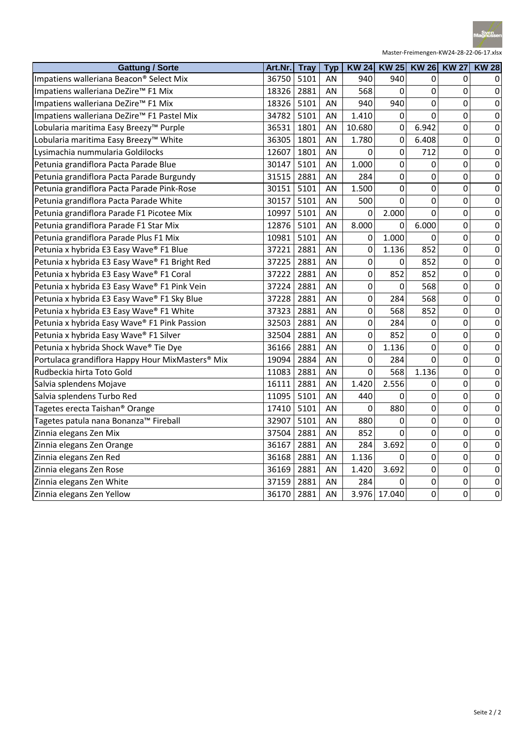| Gattung / Sorte | Art.Nr. | Tray | Typ | KW 24 | KW 25 | KW 26 | KW 27 | KW 28 |
|---|---|---|---|---|---|---|---|---|
| Impatiens walleriana Beacon® Select Mix | 36750 | 5101 | AN | 940 | 940 | 0 | 0 | 0 |
| Impatiens walleriana DeZire™ F1 Mix | 18326 | 2881 | AN | 568 | 0 | 0 | 0 | 0 |
| Impatiens walleriana DeZire™ F1 Mix | 18326 | 5101 | AN | 940 | 940 | 0 | 0 | 0 |
| Impatiens walleriana DeZire™ F1 Pastel Mix | 34782 | 5101 | AN | 1.410 | 0 | 0 | 0 | 0 |
| Lobularia maritima Easy Breezy™ Purple | 36531 | 1801 | AN | 10.680 | 0 | 6.942 | 0 | 0 |
| Lobularia maritima Easy Breezy™ White | 36305 | 1801 | AN | 1.780 | 0 | 6.408 | 0 | 0 |
| Lysimachia nummularia Goldilocks | 12607 | 1801 | AN | 0 | 0 | 712 | 0 | 0 |
| Petunia grandiflora Pacta Parade Blue | 30147 | 5101 | AN | 1.000 | 0 | 0 | 0 | 0 |
| Petunia grandiflora Pacta Parade Burgundy | 31515 | 2881 | AN | 284 | 0 | 0 | 0 | 0 |
| Petunia grandiflora Pacta Parade Pink-Rose | 30151 | 5101 | AN | 1.500 | 0 | 0 | 0 | 0 |
| Petunia grandiflora Pacta Parade White | 30157 | 5101 | AN | 500 | 0 | 0 | 0 | 0 |
| Petunia grandiflora Parade F1 Picotee Mix | 10997 | 5101 | AN | 0 | 2.000 | 0 | 0 | 0 |
| Petunia grandiflora Parade F1 Star Mix | 12876 | 5101 | AN | 8.000 | 0 | 6.000 | 0 | 0 |
| Petunia grandiflora Parade Plus F1 Mix | 10981 | 5101 | AN | 0 | 1.000 | 0 | 0 | 0 |
| Petunia x hybrida E3 Easy Wave® F1 Blue | 37221 | 2881 | AN | 0 | 1.136 | 852 | 0 | 0 |
| Petunia x hybrida E3 Easy Wave® F1 Bright Red | 37225 | 2881 | AN | 0 | 0 | 852 | 0 | 0 |
| Petunia x hybrida E3 Easy Wave® F1 Coral | 37222 | 2881 | AN | 0 | 852 | 852 | 0 | 0 |
| Petunia x hybrida E3 Easy Wave® F1 Pink Vein | 37224 | 2881 | AN | 0 | 0 | 568 | 0 | 0 |
| Petunia x hybrida E3 Easy Wave® F1 Sky Blue | 37228 | 2881 | AN | 0 | 284 | 568 | 0 | 0 |
| Petunia x hybrida E3 Easy Wave® F1 White | 37323 | 2881 | AN | 0 | 568 | 852 | 0 | 0 |
| Petunia x hybrida Easy Wave® F1 Pink Passion | 32503 | 2881 | AN | 0 | 284 | 0 | 0 | 0 |
| Petunia x hybrida Easy Wave® F1 Silver | 32504 | 2881 | AN | 0 | 852 | 0 | 0 | 0 |
| Petunia x hybrida Shock Wave® Tie Dye | 36166 | 2881 | AN | 0 | 1.136 | 0 | 0 | 0 |
| Portulaca grandiflora Happy Hour MixMasters® Mix | 19094 | 2884 | AN | 0 | 284 | 0 | 0 | 0 |
| Rudbeckia hirta Toto Gold | 11083 | 2881 | AN | 0 | 568 | 1.136 | 0 | 0 |
| Salvia splendens Mojave | 16111 | 2881 | AN | 1.420 | 2.556 | 0 | 0 | 0 |
| Salvia splendens Turbo Red | 11095 | 5101 | AN | 440 | 0 | 0 | 0 | 0 |
| Tagetes erecta Taishan® Orange | 17410 | 5101 | AN | 0 | 880 | 0 | 0 | 0 |
| Tagetes patula nana Bonanza™ Fireball | 32907 | 5101 | AN | 880 | 0 | 0 | 0 | 0 |
| Zinnia elegans Zen Mix | 37504 | 2881 | AN | 852 | 0 | 0 | 0 | 0 |
| Zinnia elegans Zen Orange | 36167 | 2881 | AN | 284 | 3.692 | 0 | 0 | 0 |
| Zinnia elegans Zen Red | 36168 | 2881 | AN | 1.136 | 0 | 0 | 0 | 0 |
| Zinnia elegans Zen Rose | 36169 | 2881 | AN | 1.420 | 3.692 | 0 | 0 | 0 |
| Zinnia elegans Zen White | 37159 | 2881 | AN | 284 | 0 | 0 | 0 | 0 |
| Zinnia elegans Zen Yellow | 36170 | 2881 | AN | 3.976 | 17.040 | 0 | 0 | 0 |